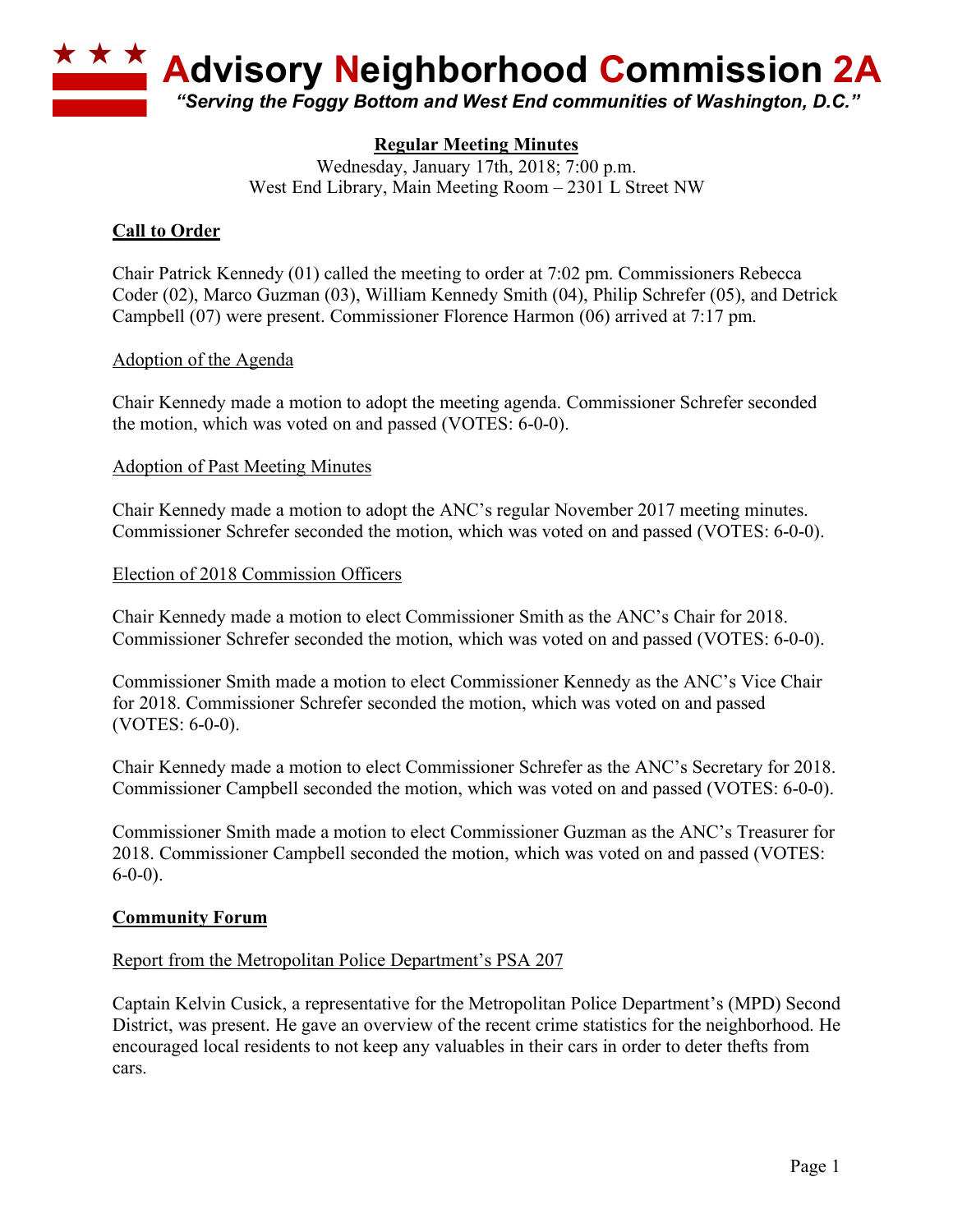# ★ ★ ★ Advisory Neighborhood Commission 2A

*"Serving the Foggy Bottom and West End communities of Washington, D.C."*

**Regular Meeting Minutes**

Wednesday, January 17th, 2018; 7:00 p.m.
West End Library, Main Meeting Room – 2301 L Street NW

## Call to Order

Chair Patrick Kennedy (01) called the meeting to order at 7:02 pm. Commissioners Rebecca Coder (02), Marco Guzman (03), William Kennedy Smith (04), Philip Schrefer (05), and Detrick Campbell (07) were present. Commissioner Florence Harmon (06) arrived at 7:17 pm.

### Adoption of the Agenda

Chair Kennedy made a motion to adopt the meeting agenda. Commissioner Schrefer seconded the motion, which was voted on and passed (VOTES: 6-0-0).

### Adoption of Past Meeting Minutes

Chair Kennedy made a motion to adopt the ANC's regular November 2017 meeting minutes. Commissioner Schrefer seconded the motion, which was voted on and passed (VOTES: 6-0-0).

### Election of 2018 Commission Officers

Chair Kennedy made a motion to elect Commissioner Smith as the ANC's Chair for 2018. Commissioner Schrefer seconded the motion, which was voted on and passed (VOTES: 6-0-0).

Commissioner Smith made a motion to elect Commissioner Kennedy as the ANC's Vice Chair for 2018. Commissioner Schrefer seconded the motion, which was voted on and passed (VOTES: 6-0-0).

Chair Kennedy made a motion to elect Commissioner Schrefer as the ANC's Secretary for 2018. Commissioner Campbell seconded the motion, which was voted on and passed (VOTES: 6-0-0).

Commissioner Smith made a motion to elect Commissioner Guzman as the ANC's Treasurer for 2018. Commissioner Campbell seconded the motion, which was voted on and passed (VOTES: 6-0-0).

## Community Forum

### Report from the Metropolitan Police Department's PSA 207

Captain Kelvin Cusick, a representative for the Metropolitan Police Department's (MPD) Second District, was present. He gave an overview of the recent crime statistics for the neighborhood. He encouraged local residents to not keep any valuables in their cars in order to deter thefts from cars.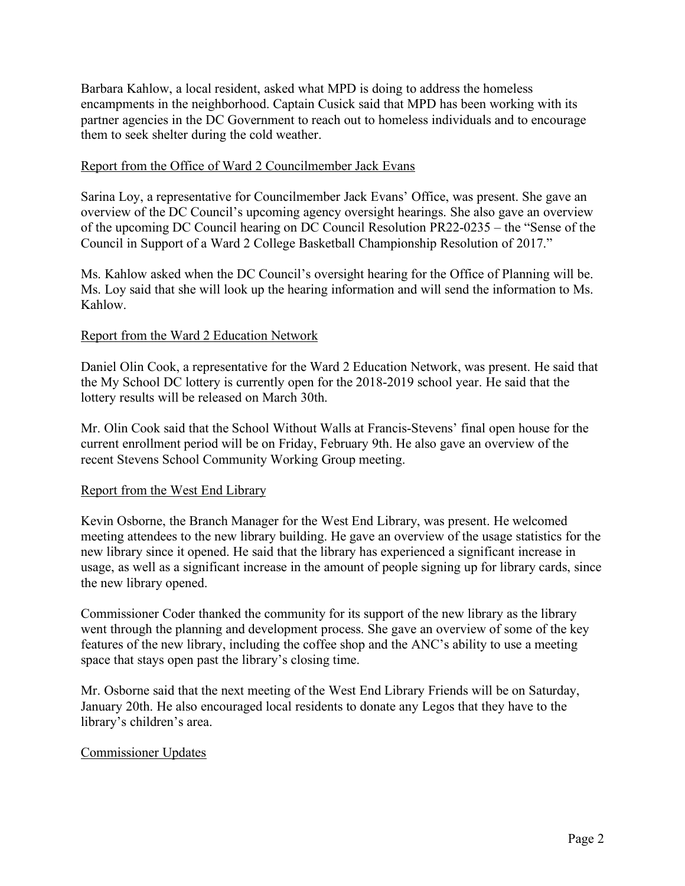Barbara Kahlow, a local resident, asked what MPD is doing to address the homeless encampments in the neighborhood. Captain Cusick said that MPD has been working with its partner agencies in the DC Government to reach out to homeless individuals and to encourage them to seek shelter during the cold weather.

## Report from the Office of Ward 2 Councilmember Jack Evans

Sarina Loy, a representative for Councilmember Jack Evans' Office, was present. She gave an overview of the DC Council's upcoming agency oversight hearings. She also gave an overview of the upcoming DC Council hearing on DC Council Resolution PR22-0235 – the "Sense of the Council in Support of a Ward 2 College Basketball Championship Resolution of 2017."

Ms. Kahlow asked when the DC Council's oversight hearing for the Office of Planning will be. Ms. Loy said that she will look up the hearing information and will send the information to Ms. Kahlow.

## Report from the Ward 2 Education Network

Daniel Olin Cook, a representative for the Ward 2 Education Network, was present. He said that the My School DC lottery is currently open for the 2018-2019 school year. He said that the lottery results will be released on March 30th.

Mr. Olin Cook said that the School Without Walls at Francis-Stevens' final open house for the current enrollment period will be on Friday, February 9th. He also gave an overview of the recent Stevens School Community Working Group meeting.

## Report from the West End Library

Kevin Osborne, the Branch Manager for the West End Library, was present. He welcomed meeting attendees to the new library building. He gave an overview of the usage statistics for the new library since it opened. He said that the library has experienced a significant increase in usage, as well as a significant increase in the amount of people signing up for library cards, since the new library opened.

Commissioner Coder thanked the community for its support of the new library as the library went through the planning and development process. She gave an overview of some of the key features of the new library, including the coffee shop and the ANC's ability to use a meeting space that stays open past the library's closing time.

Mr. Osborne said that the next meeting of the West End Library Friends will be on Saturday, January 20th. He also encouraged local residents to donate any Legos that they have to the library's children's area.

## Commissioner Updates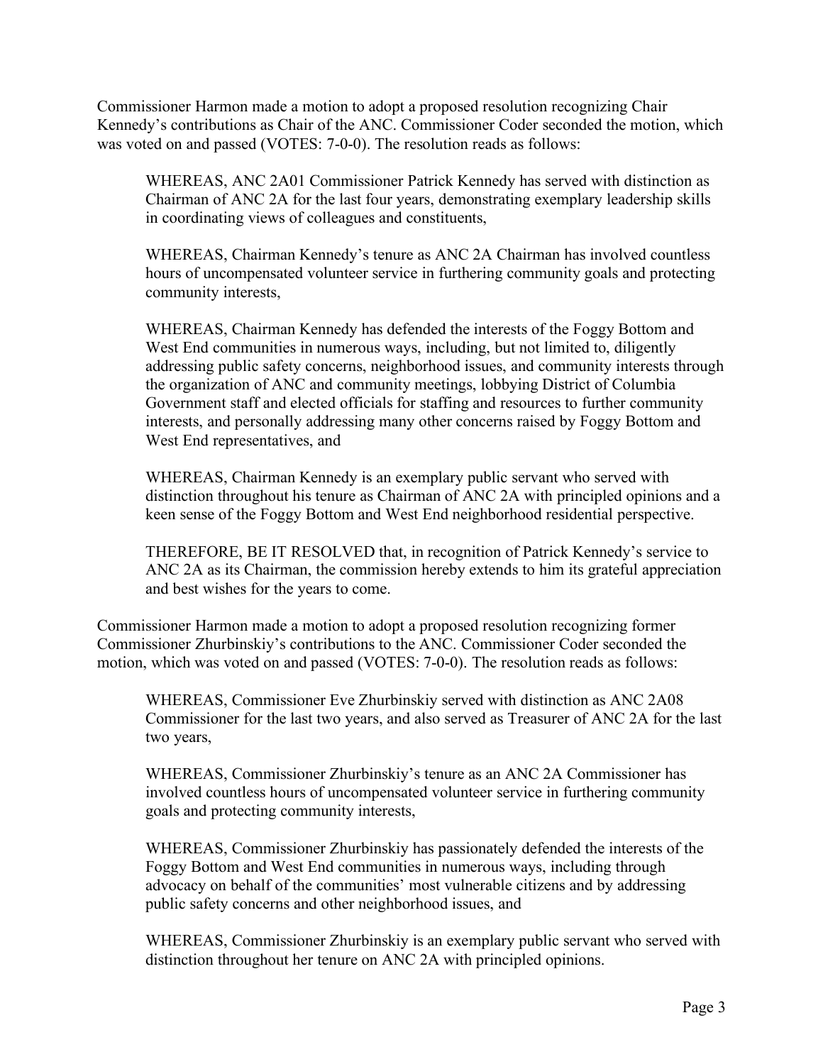Commissioner Harmon made a motion to adopt a proposed resolution recognizing Chair Kennedy's contributions as Chair of the ANC. Commissioner Coder seconded the motion, which was voted on and passed (VOTES: 7-0-0). The resolution reads as follows:

> WHEREAS, ANC 2A01 Commissioner Patrick Kennedy has served with distinction as Chairman of ANC 2A for the last four years, demonstrating exemplary leadership skills in coordinating views of colleagues and constituents,
>
> WHEREAS, Chairman Kennedy's tenure as ANC 2A Chairman has involved countless hours of uncompensated volunteer service in furthering community goals and protecting community interests,
>
> WHEREAS, Chairman Kennedy has defended the interests of the Foggy Bottom and West End communities in numerous ways, including, but not limited to, diligently addressing public safety concerns, neighborhood issues, and community interests through the organization of ANC and community meetings, lobbying District of Columbia Government staff and elected officials for staffing and resources to further community interests, and personally addressing many other concerns raised by Foggy Bottom and West End representatives, and
>
> WHEREAS, Chairman Kennedy is an exemplary public servant who served with distinction throughout his tenure as Chairman of ANC 2A with principled opinions and a keen sense of the Foggy Bottom and West End neighborhood residential perspective.
>
> THEREFORE, BE IT RESOLVED that, in recognition of Patrick Kennedy's service to ANC 2A as its Chairman, the commission hereby extends to him its grateful appreciation and best wishes for the years to come.

Commissioner Harmon made a motion to adopt a proposed resolution recognizing former Commissioner Zhurbinskiy's contributions to the ANC. Commissioner Coder seconded the motion, which was voted on and passed (VOTES: 7-0-0). The resolution reads as follows:

> WHEREAS, Commissioner Eve Zhurbinskiy served with distinction as ANC 2A08 Commissioner for the last two years, and also served as Treasurer of ANC 2A for the last two years,
>
> WHEREAS, Commissioner Zhurbinskiy's tenure as an ANC 2A Commissioner has involved countless hours of uncompensated volunteer service in furthering community goals and protecting community interests,
>
> WHEREAS, Commissioner Zhurbinskiy has passionately defended the interests of the Foggy Bottom and West End communities in numerous ways, including through advocacy on behalf of the communities' most vulnerable citizens and by addressing public safety concerns and other neighborhood issues, and
>
> WHEREAS, Commissioner Zhurbinskiy is an exemplary public servant who served with distinction throughout her tenure on ANC 2A with principled opinions.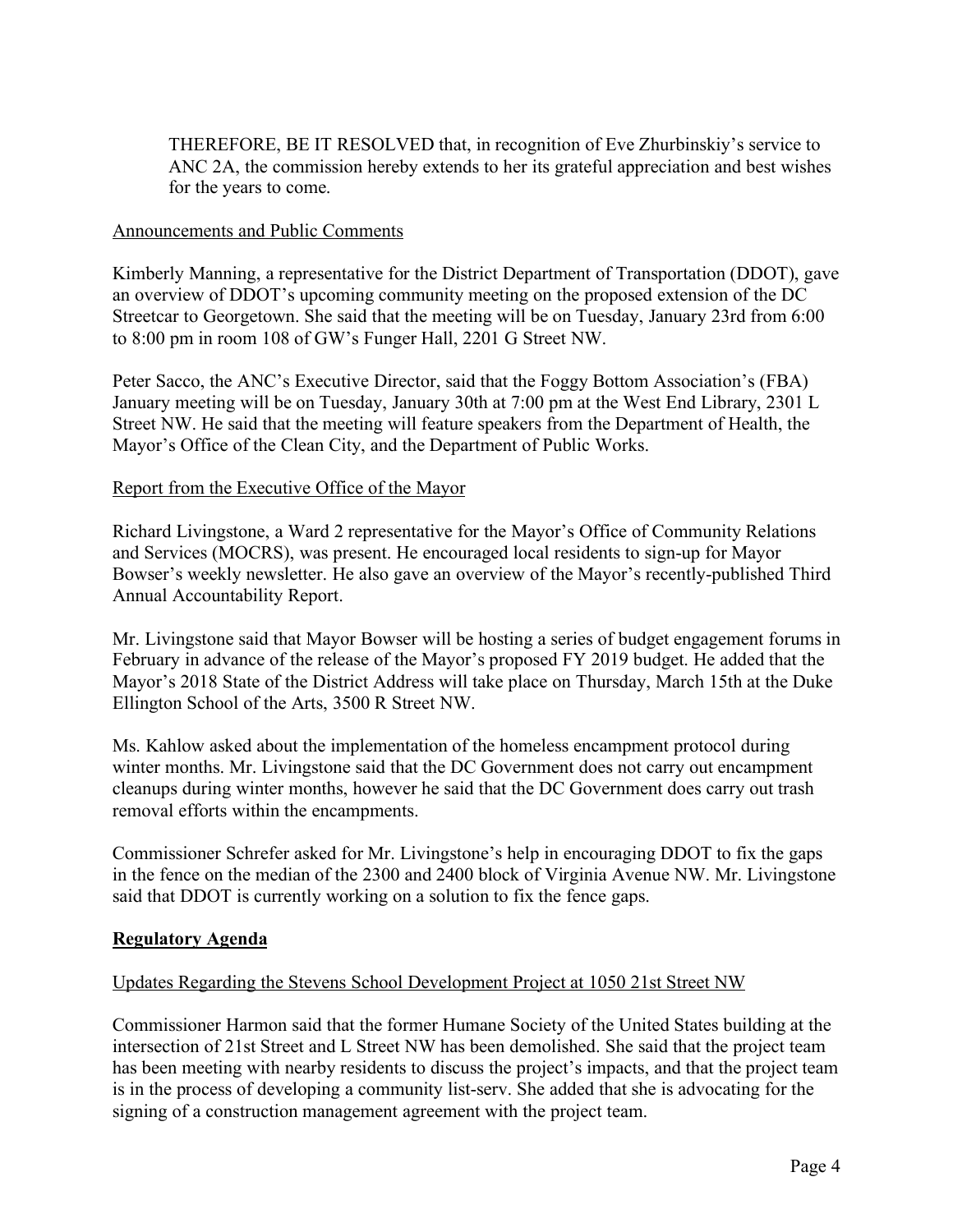THEREFORE, BE IT RESOLVED that, in recognition of Eve Zhurbinskiy's service to ANC 2A, the commission hereby extends to her its grateful appreciation and best wishes for the years to come.

<u>Announcements and Public Comments</u>

Kimberly Manning, a representative for the District Department of Transportation (DDOT), gave an overview of DDOT's upcoming community meeting on the proposed extension of the DC Streetcar to Georgetown. She said that the meeting will be on Tuesday, January 23rd from 6:00 to 8:00 pm in room 108 of GW's Funger Hall, 2201 G Street NW.

Peter Sacco, the ANC's Executive Director, said that the Foggy Bottom Association's (FBA) January meeting will be on Tuesday, January 30th at 7:00 pm at the West End Library, 2301 L Street NW. He said that the meeting will feature speakers from the Department of Health, the Mayor's Office of the Clean City, and the Department of Public Works.

<u>Report from the Executive Office of the Mayor</u>

Richard Livingstone, a Ward 2 representative for the Mayor's Office of Community Relations and Services (MOCRS), was present. He encouraged local residents to sign-up for Mayor Bowser's weekly newsletter. He also gave an overview of the Mayor's recently-published Third Annual Accountability Report.

Mr. Livingstone said that Mayor Bowser will be hosting a series of budget engagement forums in February in advance of the release of the Mayor's proposed FY 2019 budget. He added that the Mayor's 2018 State of the District Address will take place on Thursday, March 15th at the Duke Ellington School of the Arts, 3500 R Street NW.

Ms. Kahlow asked about the implementation of the homeless encampment protocol during winter months. Mr. Livingstone said that the DC Government does not carry out encampment cleanups during winter months, however he said that the DC Government does carry out trash removal efforts within the encampments.

Commissioner Schrefer asked for Mr. Livingstone's help in encouraging DDOT to fix the gaps in the fence on the median of the 2300 and 2400 block of Virginia Avenue NW. Mr. Livingstone said that DDOT is currently working on a solution to fix the fence gaps.

## **<u>Regulatory Agenda</u>**

<u>Updates Regarding the Stevens School Development Project at 1050 21st Street NW</u>

Commissioner Harmon said that the former Humane Society of the United States building at the intersection of 21st Street and L Street NW has been demolished. She said that the project team has been meeting with nearby residents to discuss the project's impacts, and that the project team is in the process of developing a community list-serv. She added that she is advocating for the signing of a construction management agreement with the project team.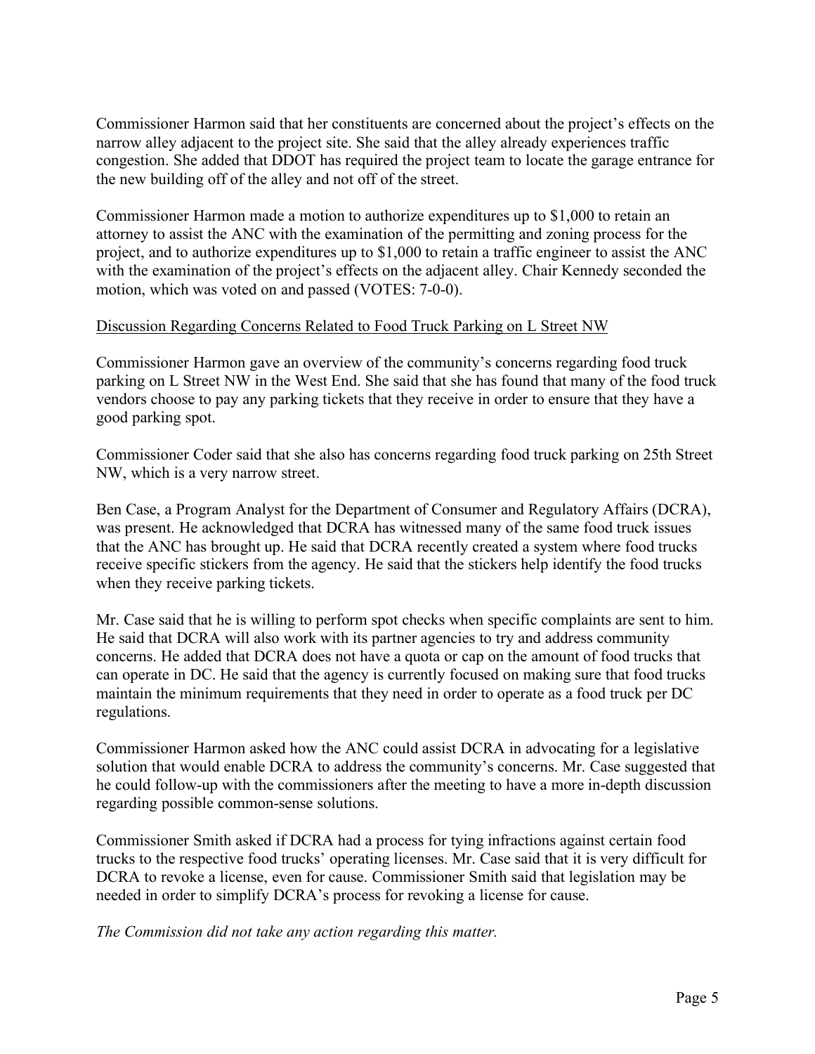Commissioner Harmon said that her constituents are concerned about the project's effects on the narrow alley adjacent to the project site. She said that the alley already experiences traffic congestion. She added that DDOT has required the project team to locate the garage entrance for the new building off of the alley and not off of the street.

Commissioner Harmon made a motion to authorize expenditures up to $1,000 to retain an attorney to assist the ANC with the examination of the permitting and zoning process for the project, and to authorize expenditures up to $1,000 to retain a traffic engineer to assist the ANC with the examination of the project's effects on the adjacent alley. Chair Kennedy seconded the motion, which was voted on and passed (VOTES: 7-0-0).

<u>Discussion Regarding Concerns Related to Food Truck Parking on L Street NW</u>

Commissioner Harmon gave an overview of the community's concerns regarding food truck parking on L Street NW in the West End. She said that she has found that many of the food truck vendors choose to pay any parking tickets that they receive in order to ensure that they have a good parking spot.

Commissioner Coder said that she also has concerns regarding food truck parking on 25th Street NW, which is a very narrow street.

Ben Case, a Program Analyst for the Department of Consumer and Regulatory Affairs (DCRA), was present. He acknowledged that DCRA has witnessed many of the same food truck issues that the ANC has brought up. He said that DCRA recently created a system where food trucks receive specific stickers from the agency. He said that the stickers help identify the food trucks when they receive parking tickets.

Mr. Case said that he is willing to perform spot checks when specific complaints are sent to him. He said that DCRA will also work with its partner agencies to try and address community concerns. He added that DCRA does not have a quota or cap on the amount of food trucks that can operate in DC. He said that the agency is currently focused on making sure that food trucks maintain the minimum requirements that they need in order to operate as a food truck per DC regulations.

Commissioner Harmon asked how the ANC could assist DCRA in advocating for a legislative solution that would enable DCRA to address the community's concerns. Mr. Case suggested that he could follow-up with the commissioners after the meeting to have a more in-depth discussion regarding possible common-sense solutions.

Commissioner Smith asked if DCRA had a process for tying infractions against certain food trucks to the respective food trucks' operating licenses. Mr. Case said that it is very difficult for DCRA to revoke a license, even for cause. Commissioner Smith said that legislation may be needed in order to simplify DCRA's process for revoking a license for cause.

*The Commission did not take any action regarding this matter.*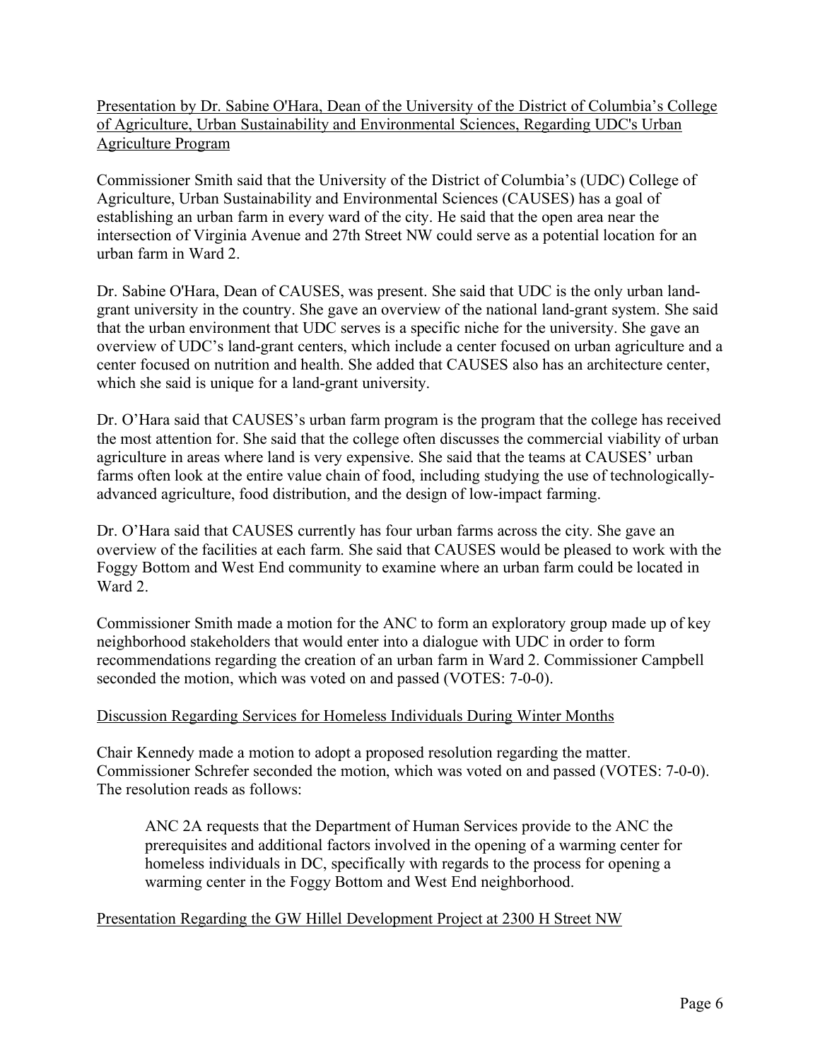Presentation by Dr. Sabine O'Hara, Dean of the University of the District of Columbia's College of Agriculture, Urban Sustainability and Environmental Sciences, Regarding UDC's Urban Agriculture Program

Commissioner Smith said that the University of the District of Columbia's (UDC) College of Agriculture, Urban Sustainability and Environmental Sciences (CAUSES) has a goal of establishing an urban farm in every ward of the city. He said that the open area near the intersection of Virginia Avenue and 27th Street NW could serve as a potential location for an urban farm in Ward 2.

Dr. Sabine O'Hara, Dean of CAUSES, was present. She said that UDC is the only urban land-grant university in the country. She gave an overview of the national land-grant system. She said that the urban environment that UDC serves is a specific niche for the university. She gave an overview of UDC's land-grant centers, which include a center focused on urban agriculture and a center focused on nutrition and health. She added that CAUSES also has an architecture center, which she said is unique for a land-grant university.

Dr. O'Hara said that CAUSES's urban farm program is the program that the college has received the most attention for. She said that the college often discusses the commercial viability of urban agriculture in areas where land is very expensive. She said that the teams at CAUSES' urban farms often look at the entire value chain of food, including studying the use of technologically-advanced agriculture, food distribution, and the design of low-impact farming.

Dr. O'Hara said that CAUSES currently has four urban farms across the city. She gave an overview of the facilities at each farm. She said that CAUSES would be pleased to work with the Foggy Bottom and West End community to examine where an urban farm could be located in Ward 2.

Commissioner Smith made a motion for the ANC to form an exploratory group made up of key neighborhood stakeholders that would enter into a dialogue with UDC in order to form recommendations regarding the creation of an urban farm in Ward 2. Commissioner Campbell seconded the motion, which was voted on and passed (VOTES: 7-0-0).

Discussion Regarding Services for Homeless Individuals During Winter Months

Chair Kennedy made a motion to adopt a proposed resolution regarding the matter. Commissioner Schrefer seconded the motion, which was voted on and passed (VOTES: 7-0-0). The resolution reads as follows:

> ANC 2A requests that the Department of Human Services provide to the ANC the prerequisites and additional factors involved in the opening of a warming center for homeless individuals in DC, specifically with regards to the process for opening a warming center in the Foggy Bottom and West End neighborhood.

Presentation Regarding the GW Hillel Development Project at 2300 H Street NW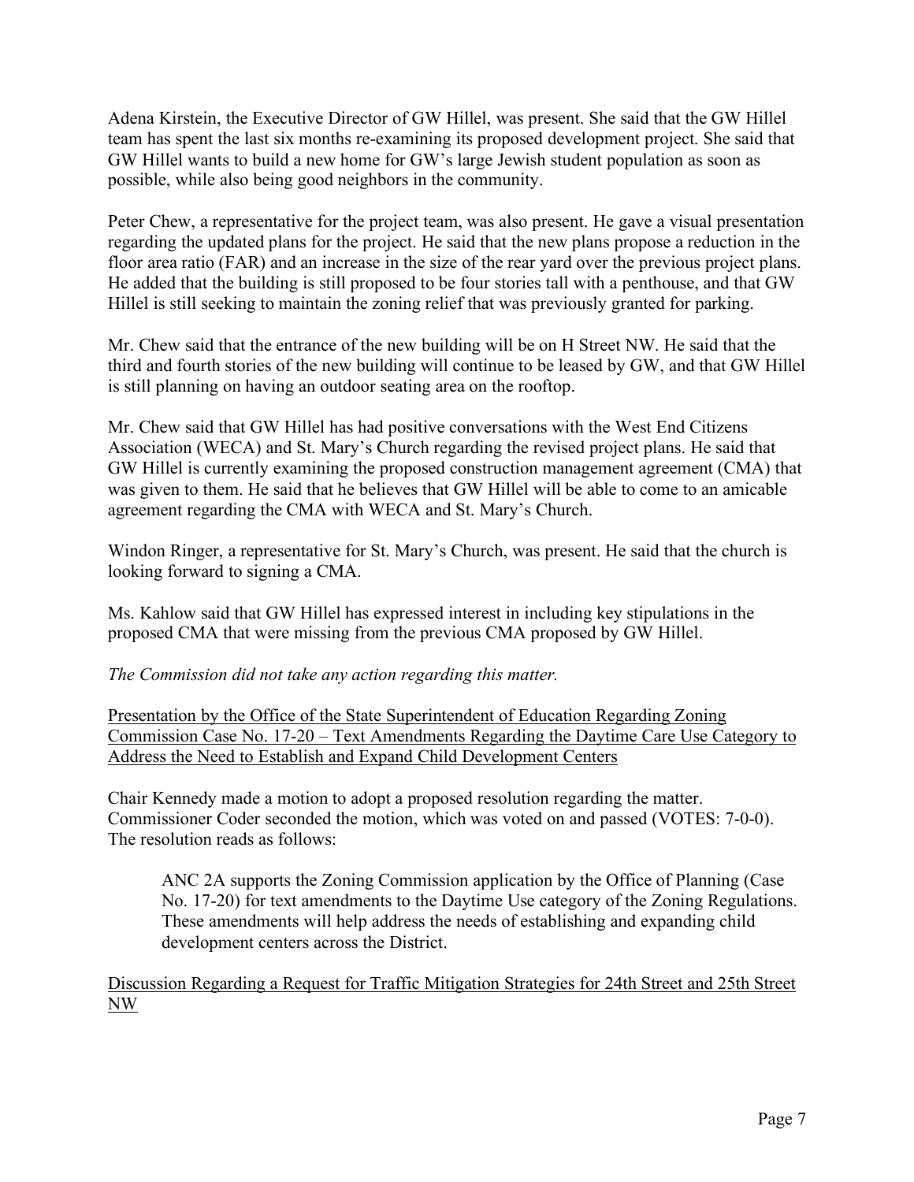Adena Kirstein, the Executive Director of GW Hillel, was present. She said that the GW Hillel team has spent the last six months re-examining its proposed development project. She said that GW Hillel wants to build a new home for GW's large Jewish student population as soon as possible, while also being good neighbors in the community.

Peter Chew, a representative for the project team, was also present. He gave a visual presentation regarding the updated plans for the project. He said that the new plans propose a reduction in the floor area ratio (FAR) and an increase in the size of the rear yard over the previous project plans. He added that the building is still proposed to be four stories tall with a penthouse, and that GW Hillel is still seeking to maintain the zoning relief that was previously granted for parking.

Mr. Chew said that the entrance of the new building will be on H Street NW. He said that the third and fourth stories of the new building will continue to be leased by GW, and that GW Hillel is still planning on having an outdoor seating area on the rooftop.

Mr. Chew said that GW Hillel has had positive conversations with the West End Citizens Association (WECA) and St. Mary's Church regarding the revised project plans. He said that GW Hillel is currently examining the proposed construction management agreement (CMA) that was given to them. He said that he believes that GW Hillel will be able to come to an amicable agreement regarding the CMA with WECA and St. Mary's Church.

Windon Ringer, a representative for St. Mary's Church, was present. He said that the church is looking forward to signing a CMA.

Ms. Kahlow said that GW Hillel has expressed interest in including key stipulations in the proposed CMA that were missing from the previous CMA proposed by GW Hillel.

*The Commission did not take any action regarding this matter.*

<u>Presentation by the Office of the State Superintendent of Education Regarding Zoning Commission Case No. 17-20 – Text Amendments Regarding the Daytime Care Use Category to Address the Need to Establish and Expand Child Development Centers</u>

Chair Kennedy made a motion to adopt a proposed resolution regarding the matter. Commissioner Coder seconded the motion, which was voted on and passed (VOTES: 7-0-0). The resolution reads as follows:

> ANC 2A supports the Zoning Commission application by the Office of Planning (Case No. 17-20) for text amendments to the Daytime Use category of the Zoning Regulations. These amendments will help address the needs of establishing and expanding child development centers across the District.

<u>Discussion Regarding a Request for Traffic Mitigation Strategies for 24th Street and 25th Street NW</u>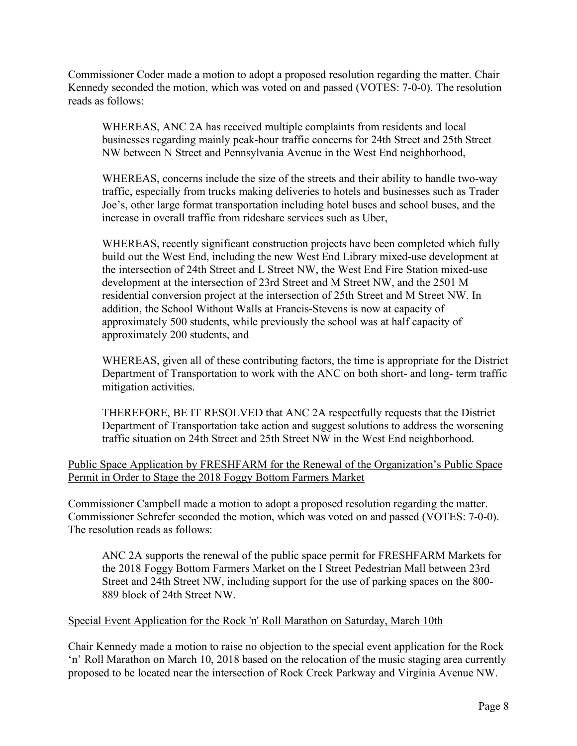Commissioner Coder made a motion to adopt a proposed resolution regarding the matter. Chair Kennedy seconded the motion, which was voted on and passed (VOTES: 7-0-0). The resolution reads as follows:

> WHEREAS, ANC 2A has received multiple complaints from residents and local businesses regarding mainly peak-hour traffic concerns for 24th Street and 25th Street NW between N Street and Pennsylvania Avenue in the West End neighborhood,
>
> WHEREAS, concerns include the size of the streets and their ability to handle two-way traffic, especially from trucks making deliveries to hotels and businesses such as Trader Joe's, other large format transportation including hotel buses and school buses, and the increase in overall traffic from rideshare services such as Uber,
>
> WHEREAS, recently significant construction projects have been completed which fully build out the West End, including the new West End Library mixed-use development at the intersection of 24th Street and L Street NW, the West End Fire Station mixed-use development at the intersection of 23rd Street and M Street NW, and the 2501 M residential conversion project at the intersection of 25th Street and M Street NW. In addition, the School Without Walls at Francis-Stevens is now at capacity of approximately 500 students, while previously the school was at half capacity of approximately 200 students, and
>
> WHEREAS, given all of these contributing factors, the time is appropriate for the District Department of Transportation to work with the ANC on both short- and long- term traffic mitigation activities.
>
> THEREFORE, BE IT RESOLVED that ANC 2A respectfully requests that the District Department of Transportation take action and suggest solutions to address the worsening traffic situation on 24th Street and 25th Street NW in the West End neighborhood.

<u>Public Space Application by FRESHFARM for the Renewal of the Organization's Public Space Permit in Order to Stage the 2018 Foggy Bottom Farmers Market</u>

Commissioner Campbell made a motion to adopt a proposed resolution regarding the matter. Commissioner Schrefer seconded the motion, which was voted on and passed (VOTES: 7-0-0). The resolution reads as follows:

> ANC 2A supports the renewal of the public space permit for FRESHFARM Markets for the 2018 Foggy Bottom Farmers Market on the I Street Pedestrian Mall between 23rd Street and 24th Street NW, including support for the use of parking spaces on the 800-889 block of 24th Street NW.

<u>Special Event Application for the Rock 'n' Roll Marathon on Saturday, March 10th</u>

Chair Kennedy made a motion to raise no objection to the special event application for the Rock 'n' Roll Marathon on March 10, 2018 based on the relocation of the music staging area currently proposed to be located near the intersection of Rock Creek Parkway and Virginia Avenue NW.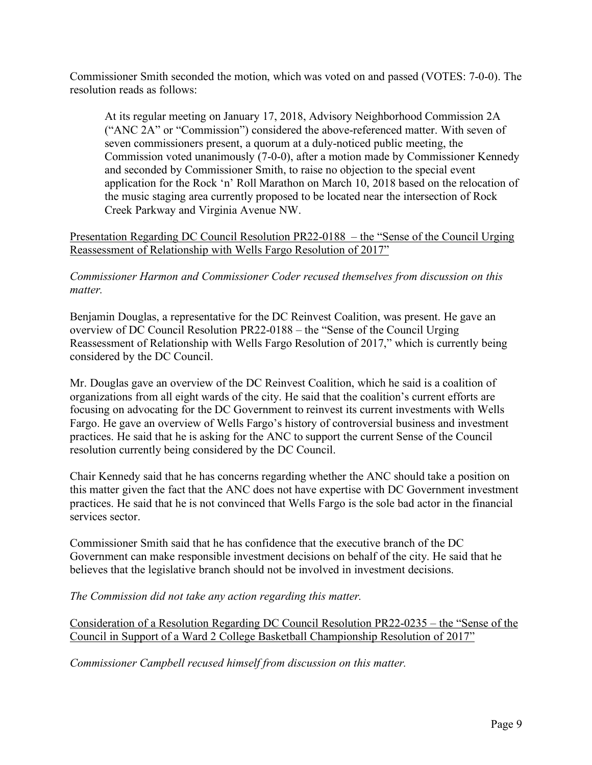Commissioner Smith seconded the motion, which was voted on and passed (VOTES: 7-0-0). The resolution reads as follows:

> At its regular meeting on January 17, 2018, Advisory Neighborhood Commission 2A ("ANC 2A" or "Commission") considered the above-referenced matter. With seven of seven commissioners present, a quorum at a duly-noticed public meeting, the Commission voted unanimously (7-0-0), after a motion made by Commissioner Kennedy and seconded by Commissioner Smith, to raise no objection to the special event application for the Rock 'n' Roll Marathon on March 10, 2018 based on the relocation of the music staging area currently proposed to be located near the intersection of Rock Creek Parkway and Virginia Avenue NW.

<u>Presentation Regarding DC Council Resolution PR22-0188 – the "Sense of the Council Urging Reassessment of Relationship with Wells Fargo Resolution of 2017"</u>

*Commissioner Harmon and Commissioner Coder recused themselves from discussion on this matter.*

Benjamin Douglas, a representative for the DC Reinvest Coalition, was present. He gave an overview of DC Council Resolution PR22-0188 – the "Sense of the Council Urging Reassessment of Relationship with Wells Fargo Resolution of 2017," which is currently being considered by the DC Council.

Mr. Douglas gave an overview of the DC Reinvest Coalition, which he said is a coalition of organizations from all eight wards of the city. He said that the coalition's current efforts are focusing on advocating for the DC Government to reinvest its current investments with Wells Fargo. He gave an overview of Wells Fargo's history of controversial business and investment practices. He said that he is asking for the ANC to support the current Sense of the Council resolution currently being considered by the DC Council.

Chair Kennedy said that he has concerns regarding whether the ANC should take a position on this matter given the fact that the ANC does not have expertise with DC Government investment practices. He said that he is not convinced that Wells Fargo is the sole bad actor in the financial services sector.

Commissioner Smith said that he has confidence that the executive branch of the DC Government can make responsible investment decisions on behalf of the city. He said that he believes that the legislative branch should not be involved in investment decisions.

*The Commission did not take any action regarding this matter.*

<u>Consideration of a Resolution Regarding DC Council Resolution PR22-0235 – the "Sense of the Council in Support of a Ward 2 College Basketball Championship Resolution of 2017"</u>

*Commissioner Campbell recused himself from discussion on this matter.*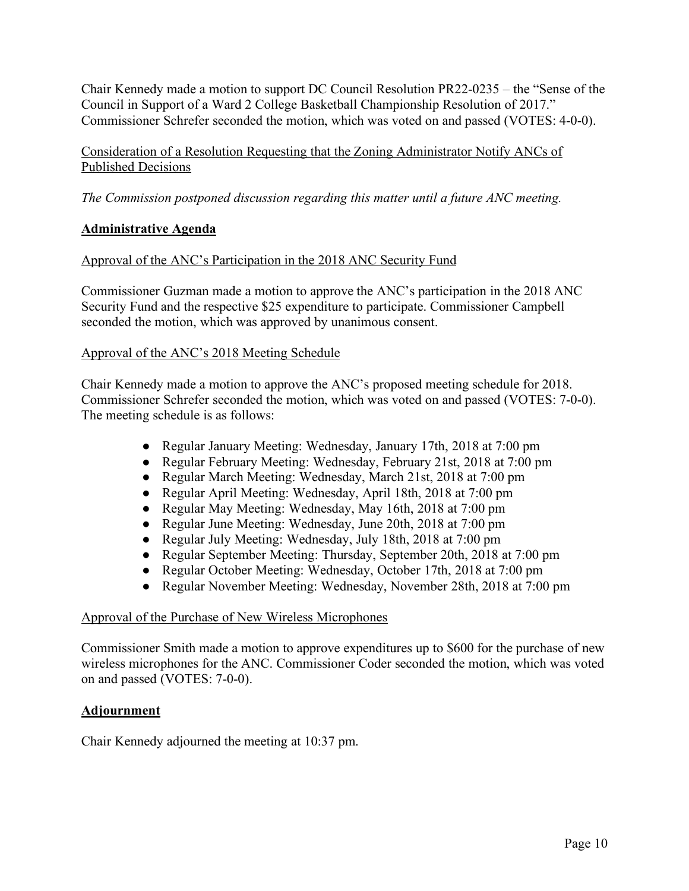Chair Kennedy made a motion to support DC Council Resolution PR22-0235 – the "Sense of the Council in Support of a Ward 2 College Basketball Championship Resolution of 2017." Commissioner Schrefer seconded the motion, which was voted on and passed (VOTES: 4-0-0).

Consideration of a Resolution Requesting that the Zoning Administrator Notify ANCs of Published Decisions

*The Commission postponed discussion regarding this matter until a future ANC meeting.*

**Administrative Agenda**

Approval of the ANC's Participation in the 2018 ANC Security Fund

Commissioner Guzman made a motion to approve the ANC's participation in the 2018 ANC Security Fund and the respective $25 expenditure to participate. Commissioner Campbell seconded the motion, which was approved by unanimous consent.

Approval of the ANC's 2018 Meeting Schedule

Chair Kennedy made a motion to approve the ANC's proposed meeting schedule for 2018. Commissioner Schrefer seconded the motion, which was voted on and passed (VOTES: 7-0-0). The meeting schedule is as follows:

- Regular January Meeting: Wednesday, January 17th, 2018 at 7:00 pm
- Regular February Meeting: Wednesday, February 21st, 2018 at 7:00 pm
- Regular March Meeting: Wednesday, March 21st, 2018 at 7:00 pm
- Regular April Meeting: Wednesday, April 18th, 2018 at 7:00 pm
- Regular May Meeting: Wednesday, May 16th, 2018 at 7:00 pm
- Regular June Meeting: Wednesday, June 20th, 2018 at 7:00 pm
- Regular July Meeting: Wednesday, July 18th, 2018 at 7:00 pm
- Regular September Meeting: Thursday, September 20th, 2018 at 7:00 pm
- Regular October Meeting: Wednesday, October 17th, 2018 at 7:00 pm
- Regular November Meeting: Wednesday, November 28th, 2018 at 7:00 pm

Approval of the Purchase of New Wireless Microphones

Commissioner Smith made a motion to approve expenditures up to $600 for the purchase of new wireless microphones for the ANC. Commissioner Coder seconded the motion, which was voted on and passed (VOTES: 7-0-0).

**Adjournment**

Chair Kennedy adjourned the meeting at 10:37 pm.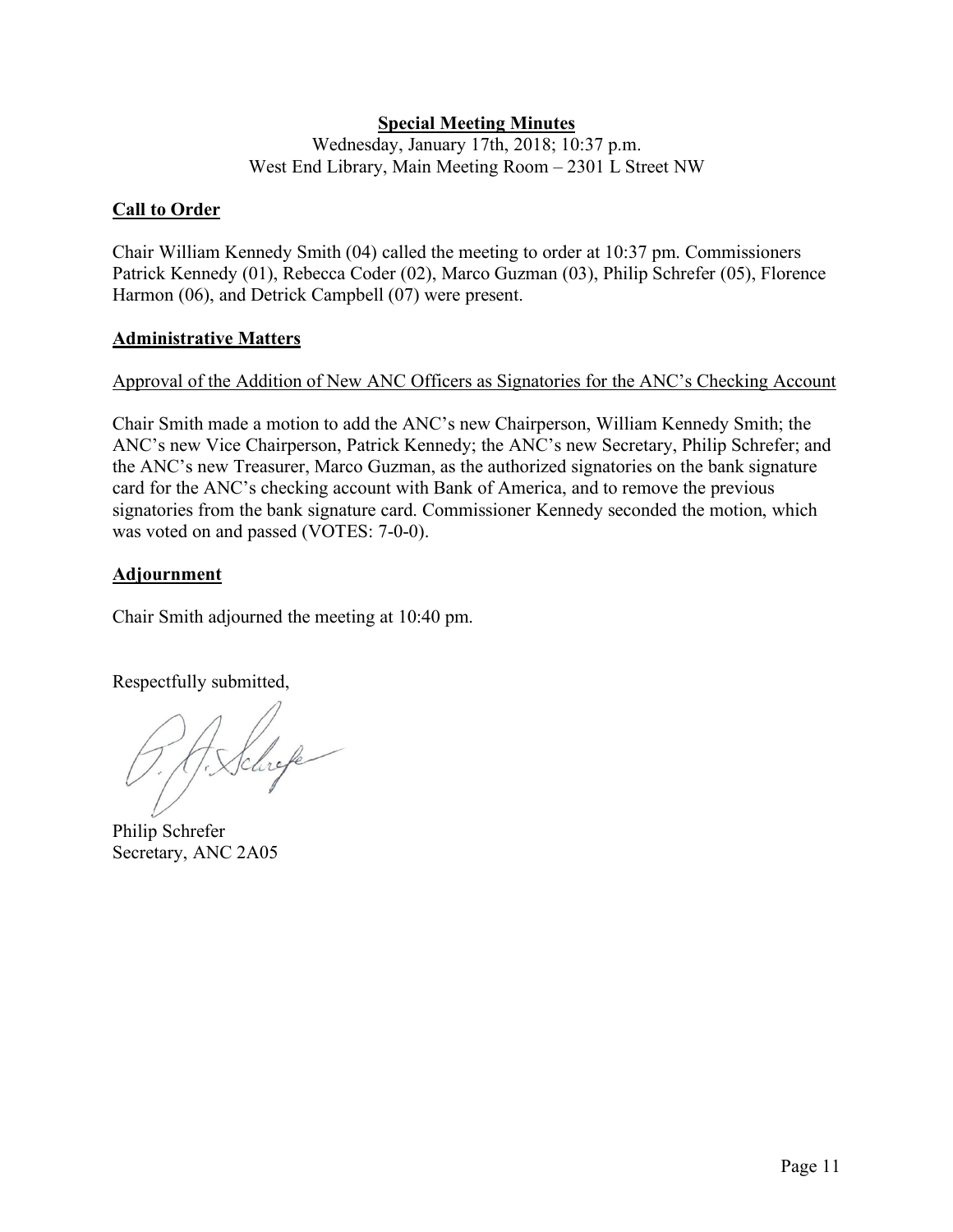**Special Meeting Minutes**

Wednesday, January 17th, 2018; 10:37 p.m.
West End Library, Main Meeting Room – 2301 L Street NW

## Call to Order

Chair William Kennedy Smith (04) called the meeting to order at 10:37 pm. Commissioners Patrick Kennedy (01), Rebecca Coder (02), Marco Guzman (03), Philip Schrefer (05), Florence Harmon (06), and Detrick Campbell (07) were present.

## Administrative Matters

Approval of the Addition of New ANC Officers as Signatories for the ANC's Checking Account

Chair Smith made a motion to add the ANC's new Chairperson, William Kennedy Smith; the ANC's new Vice Chairperson, Patrick Kennedy; the ANC's new Secretary, Philip Schrefer; and the ANC's new Treasurer, Marco Guzman, as the authorized signatories on the bank signature card for the ANC's checking account with Bank of America, and to remove the previous signatories from the bank signature card. Commissioner Kennedy seconded the motion, which was voted on and passed (VOTES: 7-0-0).

## Adjournment

Chair Smith adjourned the meeting at 10:40 pm.

Respectfully submitted,

Philip Schrefer
Secretary, ANC 2A05